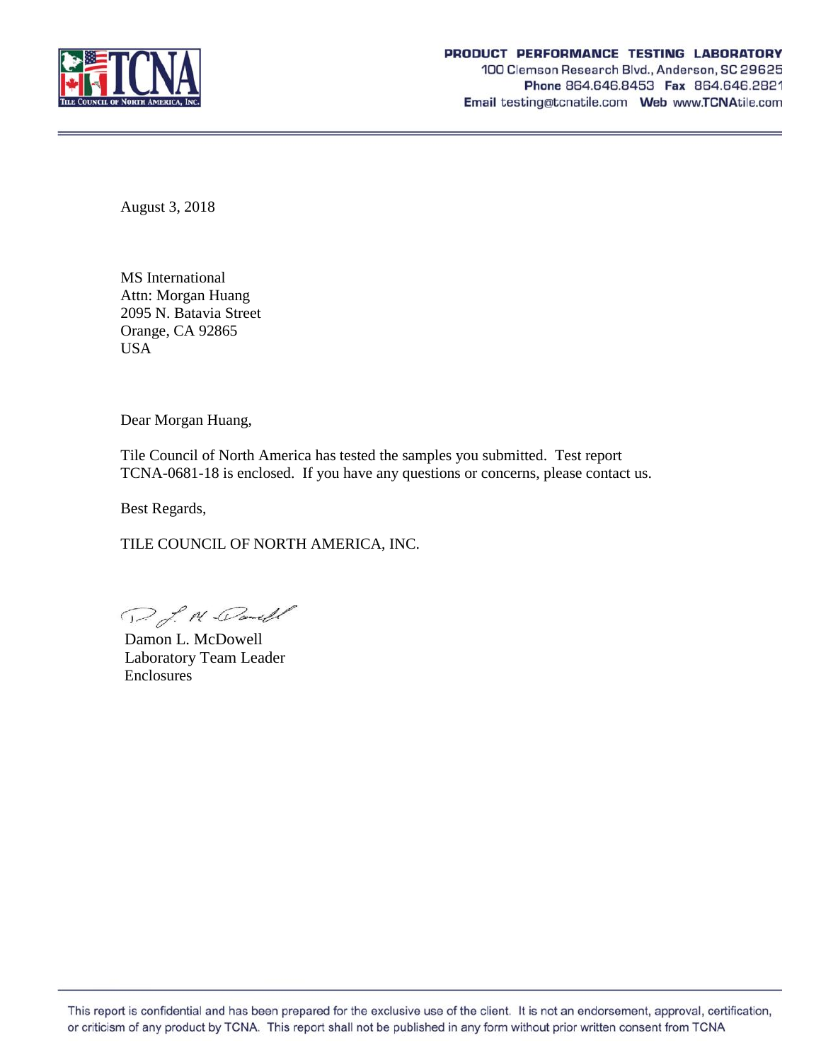**PRODUCT PERFORMANCE TESTING LABORATORY**
100 Clemson Research Blvd., Anderson, SC 29625
**Phone** 864.646.8453 **Fax** 864.646.2821
**Email** testing@tcnatile.com **Web** www.TCNAtile.com

August 3, 2018

MS International
Attn: Morgan Huang
2095 N. Batavia Street
Orange, CA 92865
USA

Dear Morgan Huang,

Tile Council of North America has tested the samples you submitted. Test report TCNA-0681-18 is enclosed. If you have any questions or concerns, please contact us.

Best Regards,

TILE COUNCIL OF NORTH AMERICA, INC.

Damon L. McDowell
Laboratory Team Leader
Enclosures

This report is confidential and has been prepared for the exclusive use of the client. It is not an endorsement, approval, certification, or criticism of any product by TCNA. This report shall not be published in any form without prior written consent from TCNA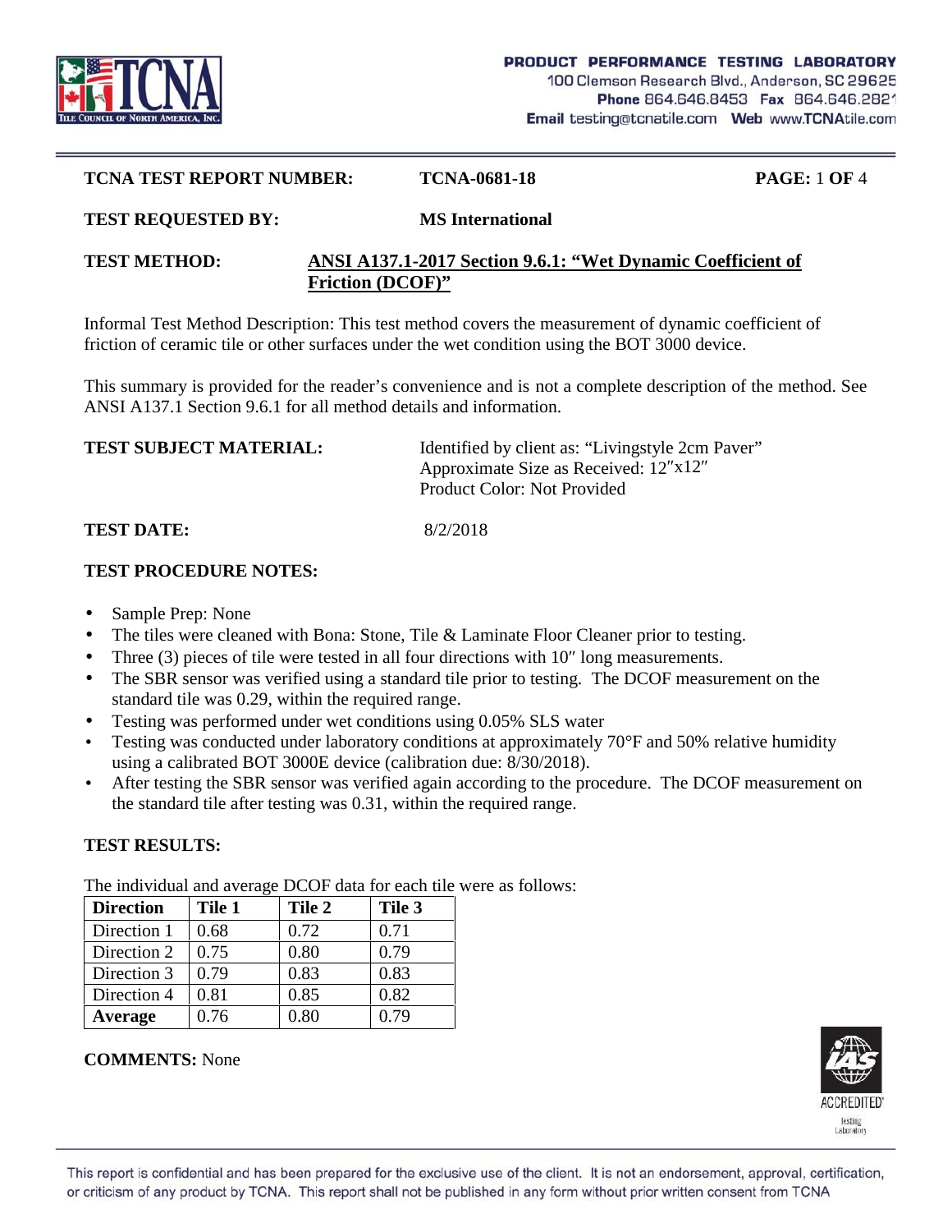**TCNA TEST REPORT NUMBER:** **TCNA-0681-18** **PAGE:** 1 **OF** 4

**TEST REQUESTED BY:** **MS International**

**TEST METHOD:** **ANSI A137.1-2017 Section 9.6.1: "Wet Dynamic Coefficient of Friction (DCOF)"**

Informal Test Method Description: This test method covers the measurement of dynamic coefficient of friction of ceramic tile or other surfaces under the wet condition using the BOT 3000 device.

This summary is provided for the reader's convenience and is not a complete description of the method. See ANSI A137.1 Section 9.6.1 for all method details and information.

**TEST SUBJECT MATERIAL:** Identified by client as: "Livingstyle 2cm Paver"
Approximate Size as Received: 12″x12″
Product Color: Not Provided

**TEST DATE:** 8/2/2018

**TEST PROCEDURE NOTES:**

- Sample Prep: None
- The tiles were cleaned with Bona: Stone, Tile & Laminate Floor Cleaner prior to testing.
- Three (3) pieces of tile were tested in all four directions with 10″ long measurements.
- The SBR sensor was verified using a standard tile prior to testing. The DCOF measurement on the standard tile was 0.29, within the required range.
- Testing was performed under wet conditions using 0.05% SLS water
- Testing was conducted under laboratory conditions at approximately 70°F and 50% relative humidity using a calibrated BOT 3000E device (calibration due: 8/30/2018).
- After testing the SBR sensor was verified again according to the procedure. The DCOF measurement on the standard tile after testing was 0.31, within the required range.

**TEST RESULTS:**

The individual and average DCOF data for each tile were as follows:

| **Direction** | **Tile 1** | **Tile 2** | **Tile 3** |
|---|---|---|---|
| Direction 1 | 0.68 | 0.72 | 0.71 |
| Direction 2 | 0.75 | 0.80 | 0.79 |
| Direction 3 | 0.79 | 0.83 | 0.83 |
| Direction 4 | 0.81 | 0.85 | 0.82 |
| **Average** | 0.76 | 0.80 | 0.79 |

**COMMENTS:** None

This report is confidential and has been prepared for the exclusive use of the client. It is not an endorsement, approval, certification, or criticism of any product by TCNA. This report shall not be published in any form without prior written consent from TCNA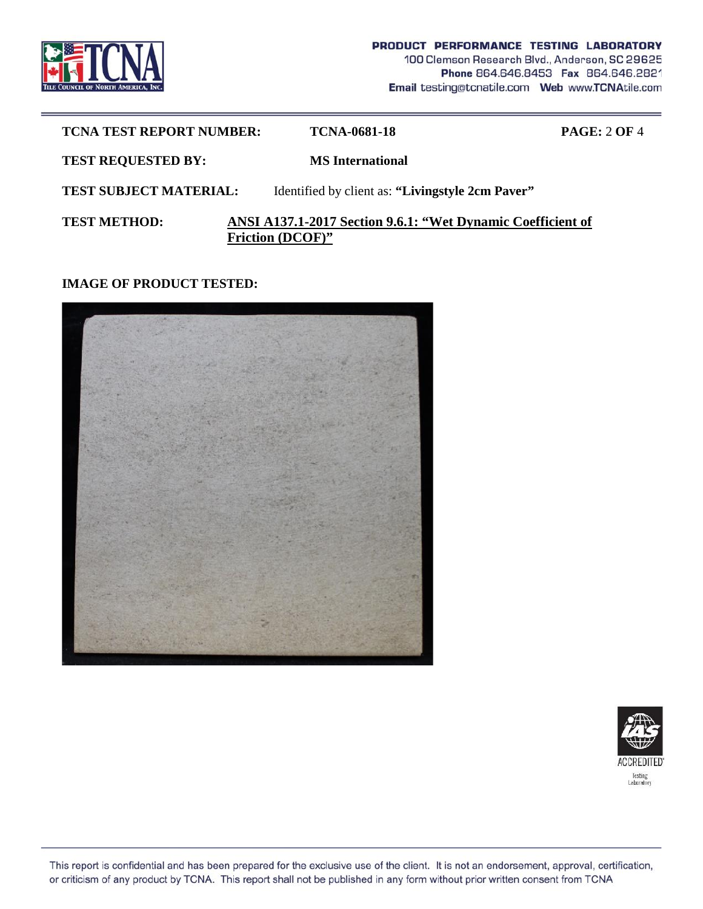**TCNA TEST REPORT NUMBER:** **TCNA-0681-18** **PAGE:** 2 **OF** 4

**TEST REQUESTED BY:** **MS International**

**TEST SUBJECT MATERIAL:** Identified by client as: **"Livingstyle 2cm Paver"**

**TEST METHOD:** **ANSI A137.1-2017 Section 9.6.1: "Wet Dynamic Coefficient of Friction (DCOF)"**

**IMAGE OF PRODUCT TESTED:**

This report is confidential and has been prepared for the exclusive use of the client. It is not an endorsement, approval, certification, or criticism of any product by TCNA. This report shall not be published in any form without prior written consent from TCNA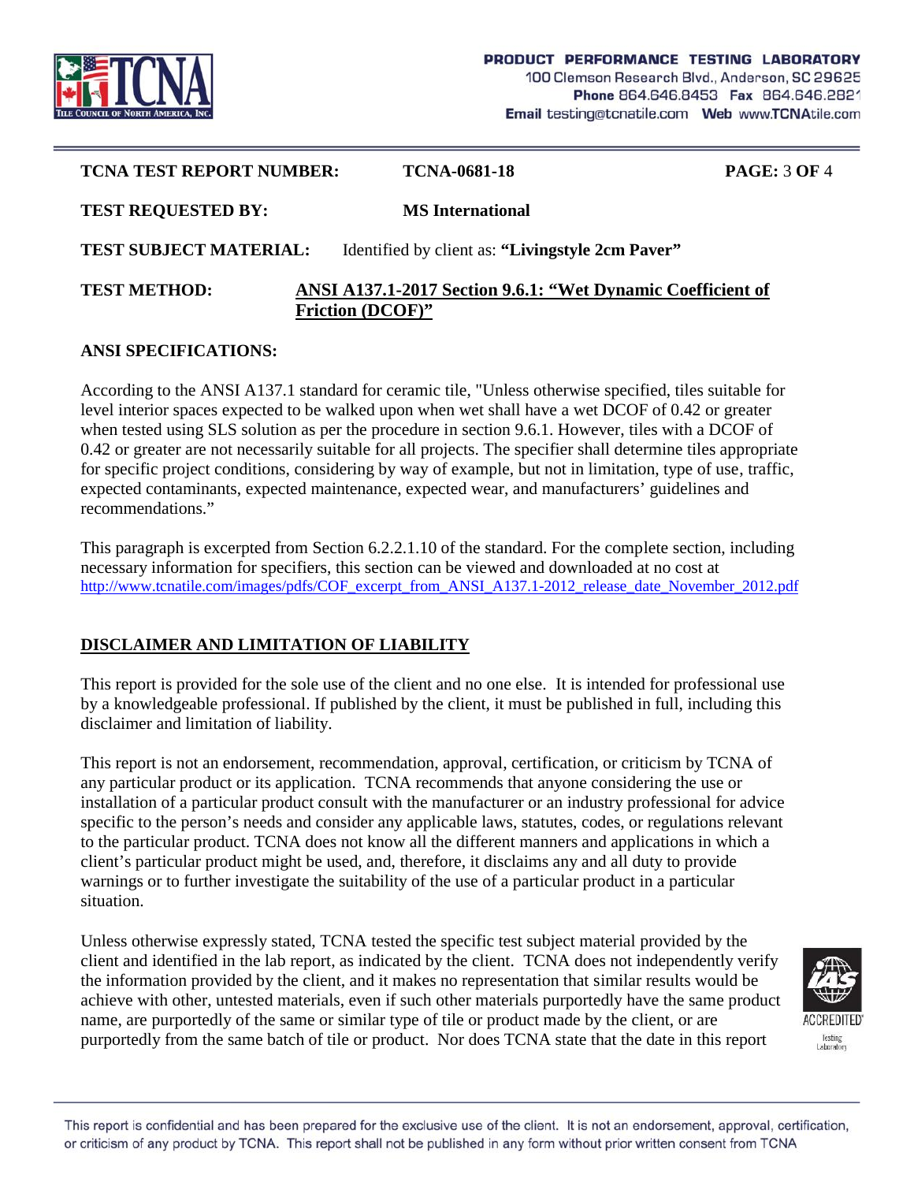**TCNA TEST REPORT NUMBER:** **TCNA-0681-18** **PAGE:** 3 **OF** 4

**TEST REQUESTED BY:** **MS International**

**TEST SUBJECT MATERIAL:** Identified by client as: **"Livingstyle 2cm Paver"**

**TEST METHOD:** **ANSI A137.1-2017 Section 9.6.1: "Wet Dynamic Coefficient of Friction (DCOF)"**

**ANSI SPECIFICATIONS:**

According to the ANSI A137.1 standard for ceramic tile, "Unless otherwise specified, tiles suitable for level interior spaces expected to be walked upon when wet shall have a wet DCOF of 0.42 or greater when tested using SLS solution as per the procedure in section 9.6.1. However, tiles with a DCOF of 0.42 or greater are not necessarily suitable for all projects. The specifier shall determine tiles appropriate for specific project conditions, considering by way of example, but not in limitation, type of use, traffic, expected contaminants, expected maintenance, expected wear, and manufacturers' guidelines and recommendations."

This paragraph is excerpted from Section 6.2.2.1.10 of the standard. For the complete section, including necessary information for specifiers, this section can be viewed and downloaded at no cost at http://www.tcnatile.com/images/pdfs/COF_excerpt_from_ANSI_A137.1-2012_release_date_November_2012.pdf

## DISCLAIMER AND LIMITATION OF LIABILITY

This report is provided for the sole use of the client and no one else. It is intended for professional use by a knowledgeable professional. If published by the client, it must be published in full, including this disclaimer and limitation of liability.

This report is not an endorsement, recommendation, approval, certification, or criticism by TCNA of any particular product or its application. TCNA recommends that anyone considering the use or installation of a particular product consult with the manufacturer or an industry professional for advice specific to the person's needs and consider any applicable laws, statutes, codes, or regulations relevant to the particular product. TCNA does not know all the different manners and applications in which a client's particular product might be used, and, therefore, it disclaims any and all duty to provide warnings or to further investigate the suitability of the use of a particular product in a particular situation.

Unless otherwise expressly stated, TCNA tested the specific test subject material provided by the client and identified in the lab report, as indicated by the client. TCNA does not independently verify the information provided by the client, and it makes no representation that similar results would be achieve with other, untested materials, even if such other materials purportedly have the same product name, are purportedly of the same or similar type of tile or product made by the client, or are purportedly from the same batch of tile or product. Nor does TCNA state that the date in this report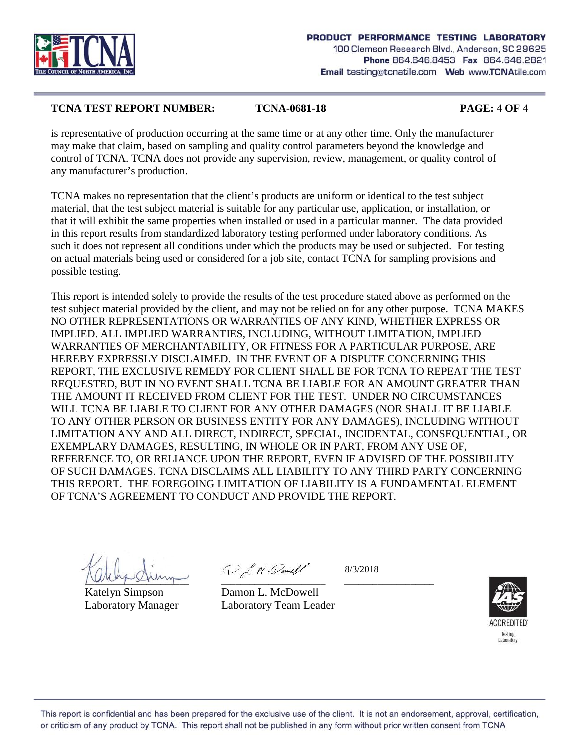is representative of production occurring at the same time or at any other time. Only the manufacturer may make that claim, based on sampling and quality control parameters beyond the knowledge and control of TCNA. TCNA does not provide any supervision, review, management, or quality control of any manufacturer's production.

TCNA makes no representation that the client's products are uniform or identical to the test subject material, that the test subject material is suitable for any particular use, application, or installation, or that it will exhibit the same properties when installed or used in a particular manner. The data provided in this report results from standardized laboratory testing performed under laboratory conditions. As such it does not represent all conditions under which the products may be used or subjected. For testing on actual materials being used or considered for a job site, contact TCNA for sampling provisions and possible testing.

This report is intended solely to provide the results of the test procedure stated above as performed on the test subject material provided by the client, and may not be relied on for any other purpose. TCNA MAKES NO OTHER REPRESENTATIONS OR WARRANTIES OF ANY KIND, WHETHER EXPRESS OR IMPLIED. ALL IMPLIED WARRANTIES, INCLUDING, WITHOUT LIMITATION, IMPLIED WARRANTIES OF MERCHANTABILITY, OR FITNESS FOR A PARTICULAR PURPOSE, ARE HEREBY EXPRESSLY DISCLAIMED. IN THE EVENT OF A DISPUTE CONCERNING THIS REPORT, THE EXCLUSIVE REMEDY FOR CLIENT SHALL BE FOR TCNA TO REPEAT THE TEST REQUESTED, BUT IN NO EVENT SHALL TCNA BE LIABLE FOR AN AMOUNT GREATER THAN THE AMOUNT IT RECEIVED FROM CLIENT FOR THE TEST. UNDER NO CIRCUMSTANCES WILL TCNA BE LIABLE TO CLIENT FOR ANY OTHER DAMAGES (NOR SHALL IT BE LIABLE TO ANY OTHER PERSON OR BUSINESS ENTITY FOR ANY DAMAGES), INCLUDING WITHOUT LIMITATION ANY AND ALL DIRECT, INDIRECT, SPECIAL, INCIDENTAL, CONSEQUENTIAL, OR EXEMPLARY DAMAGES, RESULTING, IN WHOLE OR IN PART, FROM ANY USE OF, REFERENCE TO, OR RELIANCE UPON THE REPORT, EVEN IF ADVISED OF THE POSSIBILITY OF SUCH DAMAGES. TCNA DISCLAIMS ALL LIABILITY TO ANY THIRD PARTY CONCERNING THIS REPORT. THE FOREGOING LIMITATION OF LIABILITY IS A FUNDAMENTAL ELEMENT OF TCNA'S AGREEMENT TO CONDUCT AND PROVIDE THE REPORT.

| | | |
|---|---|---|
| Katelyn Simpson<br>Laboratory Manager | Damon L. McDowell<br>Laboratory Team Leader | 8/3/2018 |

This report is confidential and has been prepared for the exclusive use of the client. It is not an endorsement, approval, certification, or criticism of any product by TCNA. This report shall not be published in any form without prior written consent from TCNA